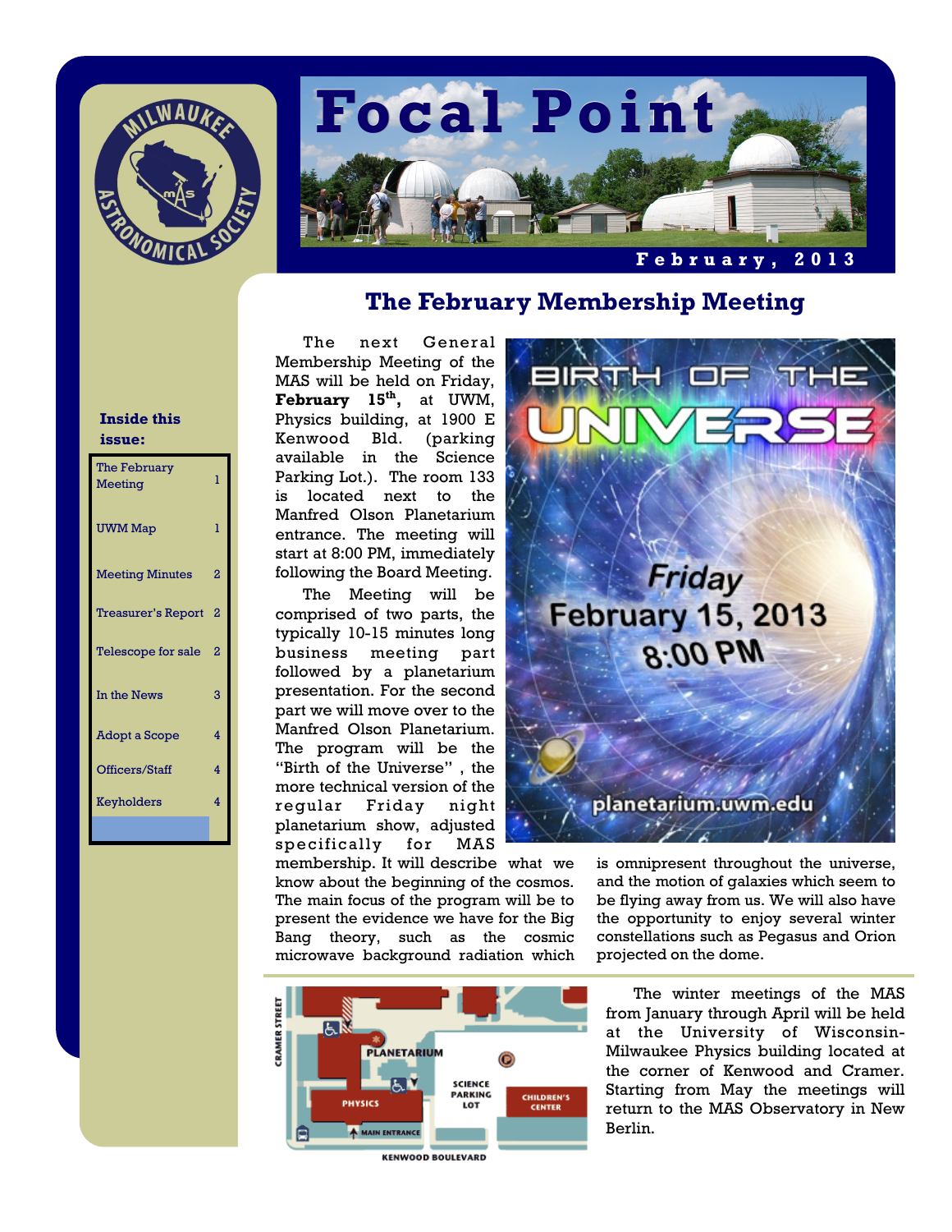# Focal Point

**February, 2013**

**Inside this issue:**

| | |
|---|---|
| The February Meeting | 1 |
| UWM Map | 1 |
| Meeting Minutes | 2 |
| Treasurer's Report | 2 |
| Telescope for sale | 2 |
| In the News | 3 |
| Adopt a Scope | 4 |
| Officers/Staff | 4 |
| Keyholders | 4 |

## The February Membership Meeting

The next General Membership Meeting of the MAS will be held on Friday, **February 15th,** at UWM, Physics building, at 1900 E Kenwood Bld. (parking available in the Science Parking Lot.). The room 133 is located next to the Manfred Olson Planetarium entrance. The meeting will start at 8:00 PM, immediately following the Board Meeting.

The Meeting will be comprised of two parts, the typically 10-15 minutes long business meeting part followed by a planetarium presentation. For the second part we will move over to the Manfred Olson Planetarium. The program will be the "Birth of the Universe" , the more technical version of the regular Friday night planetarium show, adjusted specifically for MAS membership. It will describe what we know about the beginning of the cosmos. The main focus of the program will be to present the evidence we have for the Big Bang theory, such as the cosmic microwave background radiation which is omnipresent throughout the universe, and the motion of galaxies which seem to be flying away from us. We will also have the opportunity to enjoy several winter constellations such as Pegasus and Orion projected on the dome.

BIRTH OF THE UNIVERSE

Friday February 15, 2013 8:00 PM

planetarium.uwm.edu

The winter meetings of the MAS from January through April will be held at the University of Wisconsin-Milwaukee Physics building located at the corner of Kenwood and Cramer. Starting from May the meetings will return to the MAS Observatory in New Berlin.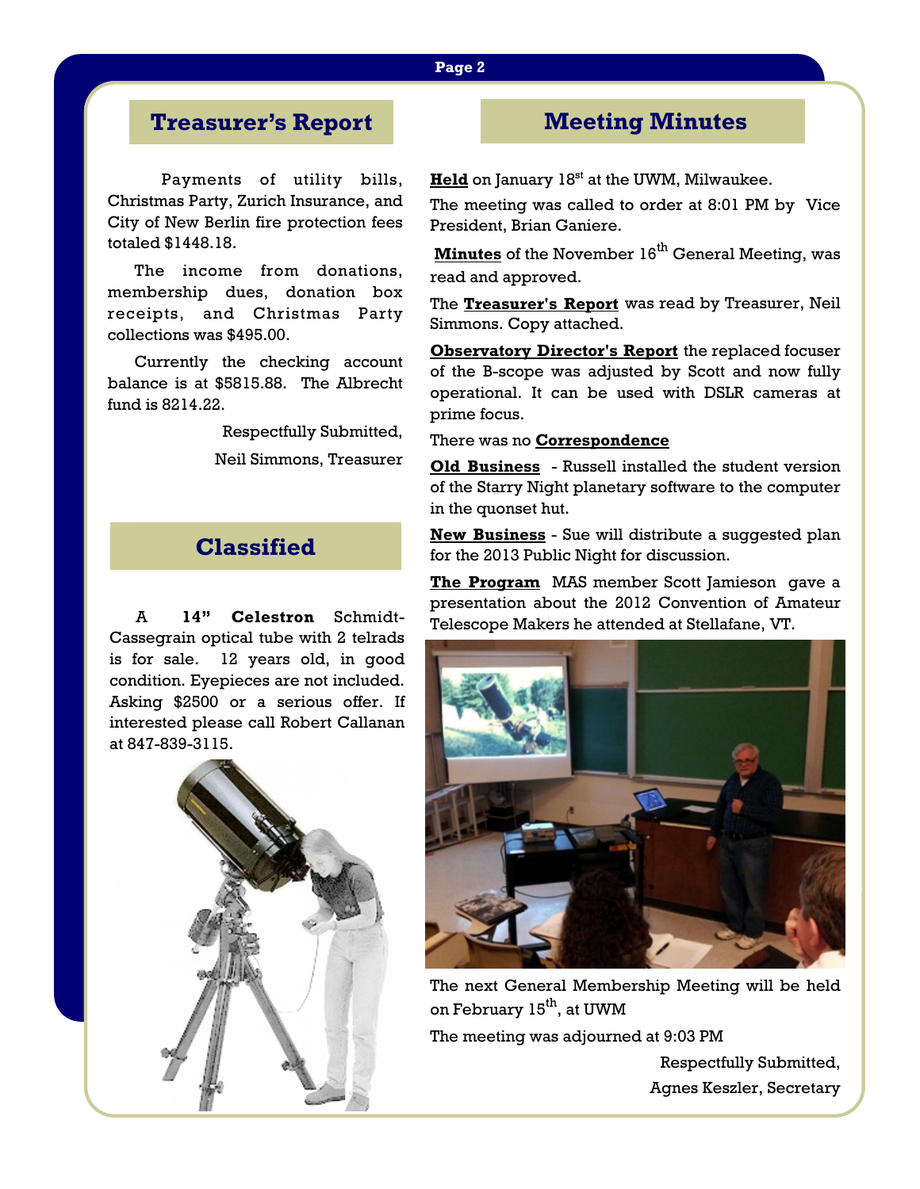## Treasurer's Report

Payments of utility bills, Christmas Party, Zurich Insurance, and City of New Berlin fire protection fees totaled $1448.18.

The income from donations, membership dues, donation box receipts, and Christmas Party collections was $495.00.

Currently the checking account balance is at $5815.88. The Albrecht fund is 8214.22.

Respectfully Submitted,

Neil Simmons, Treasurer

## Classified

A **14" Celestron** Schmidt-Cassegrain optical tube with 2 telrads is for sale. 12 years old, in good condition. Eyepieces are not included. Asking $2500 or a serious offer. If interested please call Robert Callanan at 847-839-3115.

## Meeting Minutes

**Held** on January 18st at the UWM, Milwaukee.

The meeting was called to order at 8:01 PM by Vice President, Brian Ganiere.

**Minutes** of the November 16th General Meeting, was read and approved.

The **Treasurer's Report** was read by Treasurer, Neil Simmons. Copy attached.

**Observatory Director's Report** the replaced focuser of the B-scope was adjusted by Scott and now fully operational. It can be used with DSLR cameras at prime focus.

There was no **Correspondence**

**Old Business** - Russell installed the student version of the Starry Night planetary software to the computer in the quonset hut.

**New Business** - Sue will distribute a suggested plan for the 2013 Public Night for discussion.

**The Program** MAS member Scott Jamieson gave a presentation about the 2012 Convention of Amateur Telescope Makers he attended at Stellafane, VT.

The next General Membership Meeting will be held on February 15th, at UWM

The meeting was adjourned at 9:03 PM

Respectfully Submitted,

Agnes Keszler, Secretary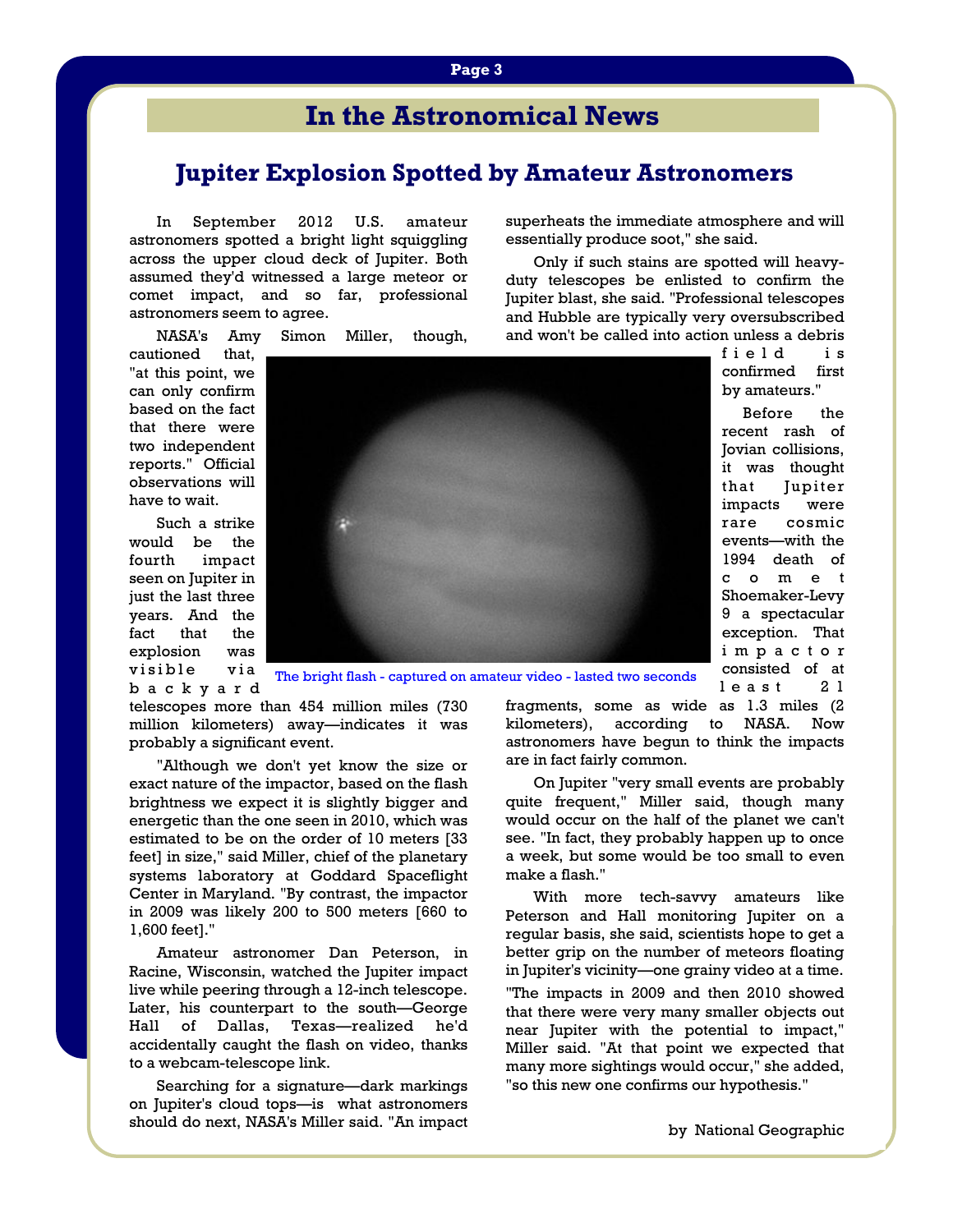# In the Astronomical News

## Jupiter Explosion Spotted by Amateur Astronomers

In September 2012 U.S. amateur astronomers spotted a bright light squiggling across the upper cloud deck of Jupiter. Both assumed they'd witnessed a large meteor or comet impact, and so far, professional astronomers seem to agree.

NASA's Amy Simon Miller, though, cautioned that, "at this point, we can only confirm based on the fact that there were two independent reports." Official observations will have to wait.

Such a strike would be the fourth impact seen on Jupiter in just the last three years. And the fact that the explosion was visible via backyard telescopes more than 454 million miles (730 million kilometers) away—indicates it was probably a significant event.

The bright flash - captured on amateur video - lasted two seconds

"Although we don't yet know the size or exact nature of the impactor, based on the flash brightness we expect it is slightly bigger and energetic than the one seen in 2010, which was estimated to be on the order of 10 meters [33 feet] in size," said Miller, chief of the planetary systems laboratory at Goddard Spaceflight Center in Maryland. "By contrast, the impactor in 2009 was likely 200 to 500 meters [660 to 1,600 feet]."

Amateur astronomer Dan Peterson, in Racine, Wisconsin, watched the Jupiter impact live while peering through a 12-inch telescope. Later, his counterpart to the south—George Hall of Dallas, Texas—realized he'd accidentally caught the flash on video, thanks to a webcam-telescope link.

Searching for a signature—dark markings on Jupiter's cloud tops—is what astronomers should do next, NASA's Miller said. "An impact superheats the immediate atmosphere and will essentially produce soot," she said.

Only if such stains are spotted will heavy-duty telescopes be enlisted to confirm the Jupiter blast, she said. "Professional telescopes and Hubble are typically very oversubscribed and won't be called into action unless a debris field is confirmed first by amateurs."

Before the recent rash of Jovian collisions, it was thought that Jupiter impacts were rare cosmic events—with the 1994 death of comet Shoemaker-Levy 9 a spectacular exception. That impactor consisted of at least 21 fragments, some as wide as 1.3 miles (2 kilometers), according to NASA. Now astronomers have begun to think the impacts are in fact fairly common.

On Jupiter "very small events are probably quite frequent," Miller said, though many would occur on the half of the planet we can't see. "In fact, they probably happen up to once a week, but some would be too small to even make a flash."

With more tech-savvy amateurs like Peterson and Hall monitoring Jupiter on a regular basis, she said, scientists hope to get a better grip on the number of meteors floating in Jupiter's vicinity—one grainy video at a time.

"The impacts in 2009 and then 2010 showed that there were very many smaller objects out near Jupiter with the potential to impact," Miller said. "At that point we expected that many more sightings would occur," she added, "so this new one confirms our hypothesis."

by National Geographic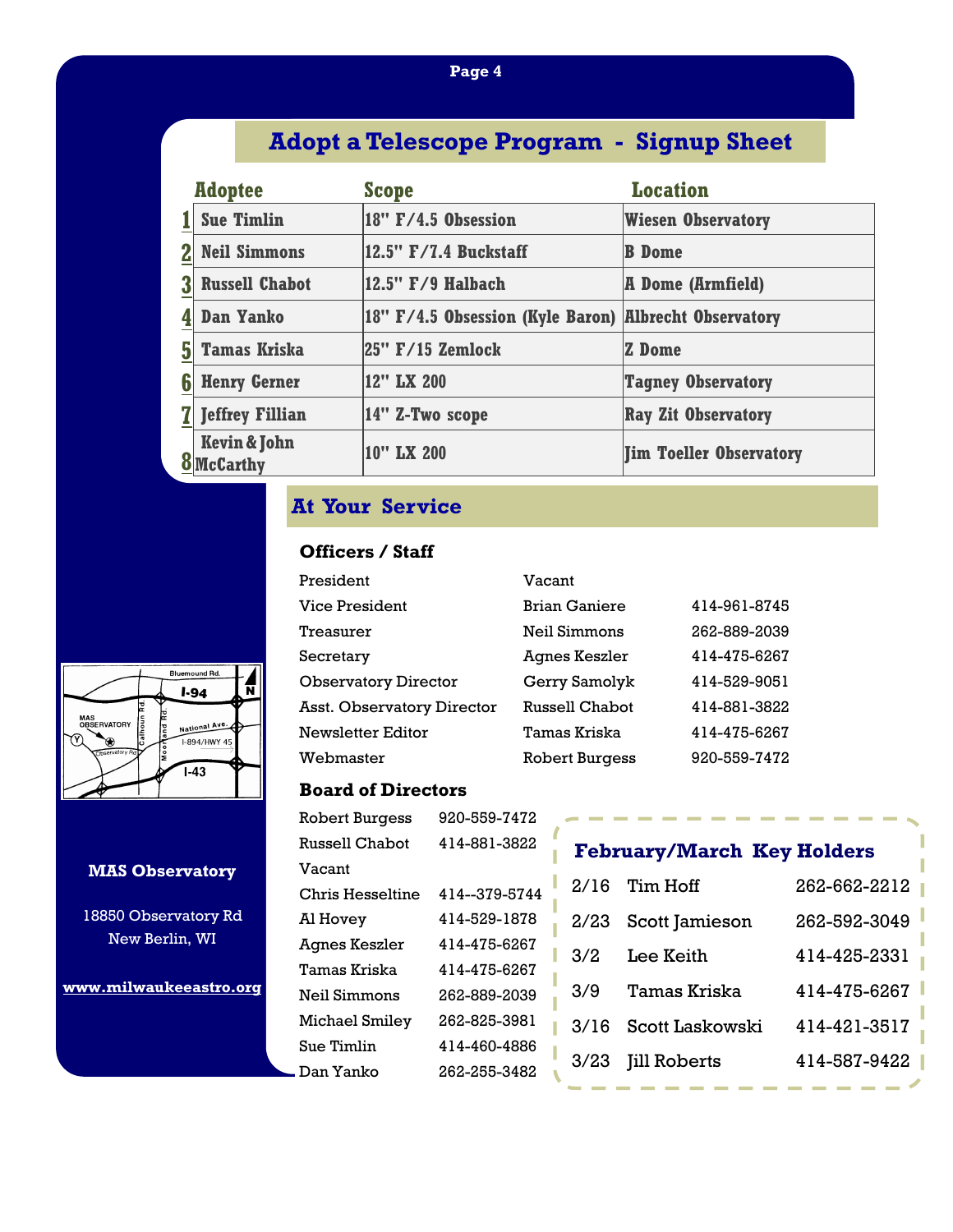## Adopt a Telescope Program - Signup Sheet

| | Adoptee | Scope | Location |
|---|---|---|---|
| 1 | Sue Timlin | 18" F/4.5 Obsession | Wiesen Observatory |
| 2 | Neil Simmons | 12.5" F/7.4 Buckstaff | B Dome |
| 3 | Russell Chabot | 12.5" F/9 Halbach | A Dome (Armfield) |
| 4 | Dan Yanko | 18" F/4.5 Obsession (Kyle Baron) | Albrecht Observatory |
| 5 | Tamas Kriska | 25" F/15 Zemlock | Z Dome |
| 6 | Henry Gerner | 12" LX 200 | Tagney Observatory |
| 7 | Jeffrey Fillian | 14" Z-Two scope | Ray Zit Observatory |
| 8 | Kevin & John McCarthy | 10" LX 200 | Jim Toeller Observatory |

## At Your Service

### Officers / Staff

| | | |
|---|---|---|
| President | Vacant | |
| Vice President | Brian Ganiere | 414-961-8745 |
| Treasurer | Neil Simmons | 262-889-2039 |
| Secretary | Agnes Keszler | 414-475-6267 |
| Observatory Director | Gerry Samolyk | 414-529-9051 |
| Asst. Observatory Director | Russell Chabot | 414-881-3822 |
| Newsletter Editor | Tamas Kriska | 414-475-6267 |
| Webmaster | Robert Burgess | 920-559-7472 |

### Board of Directors

| | |
|---|---|
| Robert Burgess | 920-559-7472 |
| Russell Chabot | 414-881-3822 |
| Vacant | |
| Chris Hesseltine | 414--379-5744 |
| Al Hovey | 414-529-1878 |
| Agnes Keszler | 414-475-6267 |
| Tamas Kriska | 414-475-6267 |
| Neil Simmons | 262-889-2039 |
| Michael Smiley | 262-825-3981 |
| Sue Timlin | 414-460-4886 |
| Dan Yanko | 262-255-3482 |

### February/March Key Holders

| | | |
|---|---|---|
| 2/16 | Tim Hoff | 262-662-2212 |
| 2/23 | Scott Jamieson | 262-592-3049 |
| 3/2 | Lee Keith | 414-425-2331 |
| 3/9 | Tamas Kriska | 414-475-6267 |
| 3/16 | Scott Laskowski | 414-421-3517 |
| 3/23 | Jill Roberts | 414-587-9422 |

Bluemound Rd.
I-94
N
MAS OBSERVATORY
Calhoun Rd.
Moorland Rd.
National Ave.
I-894/HWY 45
Y
Observatory Rd.
I-43

**MAS Observatory**

18850 Observatory Rd
New Berlin, WI

**www.milwaukeeastro.org**